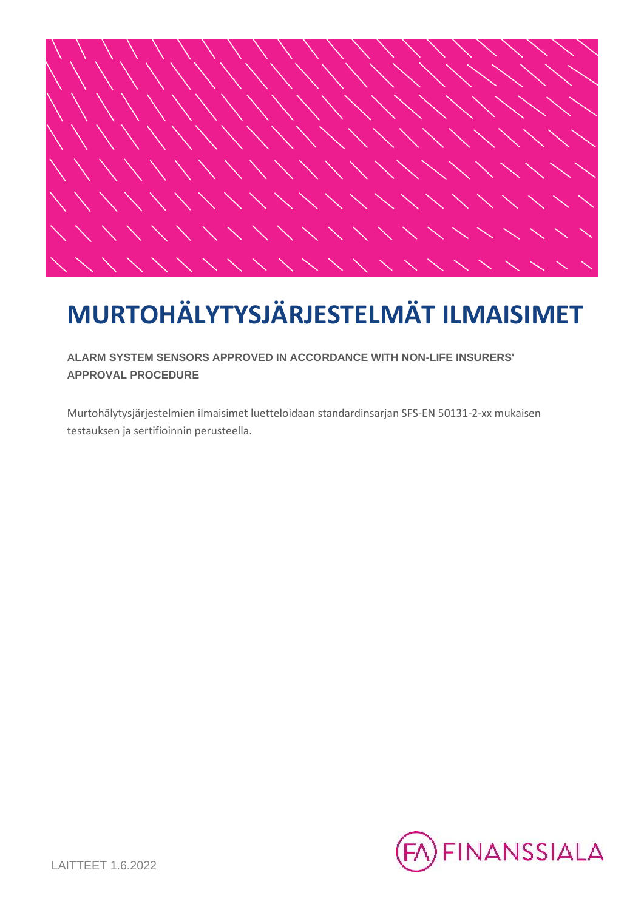# MURTOHÄLYTYSJÄRJESTELMÄT ILMAISIMET

**ALARM SYSTEM SENSORS APPROVED IN ACCORDANCE WITH NON-LIFE INSURERS' APPROVAL PROCEDURE**

Murtohälytysjärjestelmien ilmaisimet luetteloidaan standardinsarjan SFS-EN 50131-2-xx mukaisen testauksen ja sertifioinnin perusteella.

FINANSSIALA

LAITTEET 1.6.2022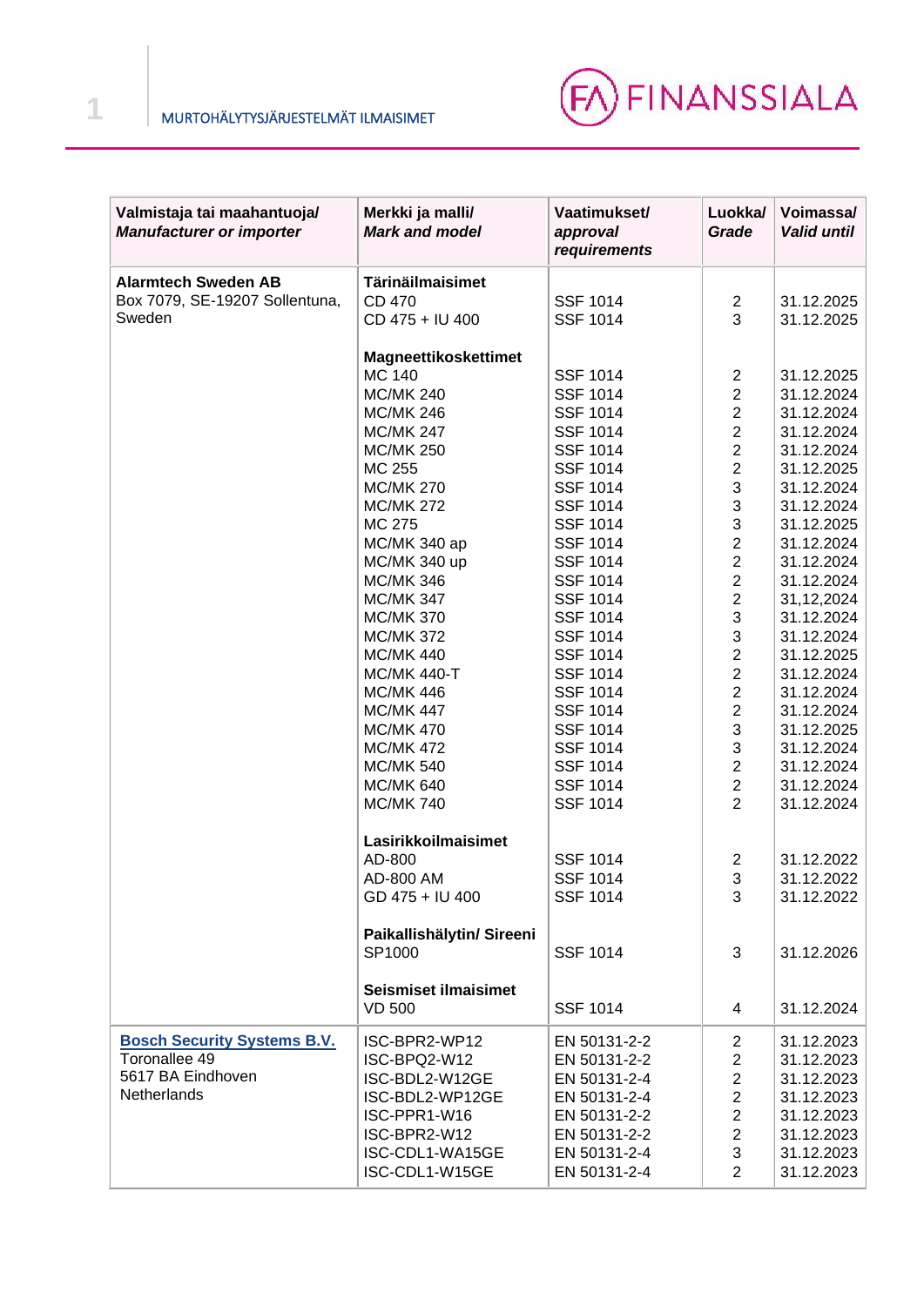| Valmistaja tai maahantuoja/ ***Manufacturer or importer*** | **Merkki ja malli/ *Mark and model*** | **Vaatimukset/ *approval requirements*** | **Luokka/ *Grade*** | **Voimassa/ *Valid until*** |
|---|---|---|---|---|
| **Alarmtech Sweden AB** Box 7079, SE-19207 Sollentuna, Sweden | **Tärinäilmaisimet** | | | |
| | CD 470 | SSF 1014 | 2 | 31.12.2025 |
| | CD 475 + IU 400 | SSF 1014 | 3 | 31.12.2025 |
| | **Magneettikoskettimet** | | | |
| | MC 140 | SSF 1014 | 2 | 31.12.2025 |
| | MC/MK 240 | SSF 1014 | 2 | 31.12.2024 |
| | MC/MK 246 | SSF 1014 | 2 | 31.12.2024 |
| | MC/MK 247 | SSF 1014 | 2 | 31.12.2024 |
| | MC/MK 250 | SSF 1014 | 2 | 31.12.2024 |
| | MC 255 | SSF 1014 | 2 | 31.12.2025 |
| | MC/MK 270 | SSF 1014 | 3 | 31.12.2024 |
| | MC/MK 272 | SSF 1014 | 3 | 31.12.2024 |
| | MC 275 | SSF 1014 | 3 | 31.12.2025 |
| | MC/MK 340 ap | SSF 1014 | 2 | 31.12.2024 |
| | MC/MK 340 up | SSF 1014 | 2 | 31.12.2024 |
| | MC/MK 346 | SSF 1014 | 2 | 31.12.2024 |
| | MC/MK 347 | SSF 1014 | 2 | 31,12,2024 |
| | MC/MK 370 | SSF 1014 | 3 | 31.12.2024 |
| | MC/MK 372 | SSF 1014 | 3 | 31.12.2024 |
| | MC/MK 440 | SSF 1014 | 2 | 31.12.2025 |
| | MC/MK 440-T | SSF 1014 | 2 | 31.12.2024 |
| | MC/MK 446 | SSF 1014 | 2 | 31.12.2024 |
| | MC/MK 447 | SSF 1014 | 2 | 31.12.2024 |
| | MC/MK 470 | SSF 1014 | 3 | 31.12.2025 |
| | MC/MK 472 | SSF 1014 | 3 | 31.12.2024 |
| | MC/MK 540 | SSF 1014 | 2 | 31.12.2024 |
| | MC/MK 640 | SSF 1014 | 2 | 31.12.2024 |
| | MC/MK 740 | SSF 1014 | 2 | 31.12.2024 |
| | **Lasirikkoilmaisimet** | | | |
| | AD-800 | SSF 1014 | 2 | 31.12.2022 |
| | AD-800 AM | SSF 1014 | 3 | 31.12.2022 |
| | GD 475 + IU 400 | SSF 1014 | 3 | 31.12.2022 |
| | **Paikallishälytin/ Sireeni** | | | |
| | SP1000 | SSF 1014 | 3 | 31.12.2026 |
| | **Seismiset ilmaisimet** | | | |
| | VD 500 | SSF 1014 | 4 | 31.12.2024 |
| **Bosch Security Systems B.V.** Toronallee 49 5617 BA Eindhoven Netherlands | ISC-BPR2-WP12 | EN 50131-2-2 | 2 | 31.12.2023 |
| | ISC-BPQ2-W12 | EN 50131-2-2 | 2 | 31.12.2023 |
| | ISC-BDL2-W12GE | EN 50131-2-4 | 2 | 31.12.2023 |
| | ISC-BDL2-WP12GE | EN 50131-2-4 | 2 | 31.12.2023 |
| | ISC-PPR1-W16 | EN 50131-2-2 | 2 | 31.12.2023 |
| | ISC-BPR2-W12 | EN 50131-2-2 | 2 | 31.12.2023 |
| | ISC-CDL1-WA15GE | EN 50131-2-4 | 3 | 31.12.2023 |
| | ISC-CDL1-W15GE | EN 50131-2-4 | 2 | 31.12.2023 |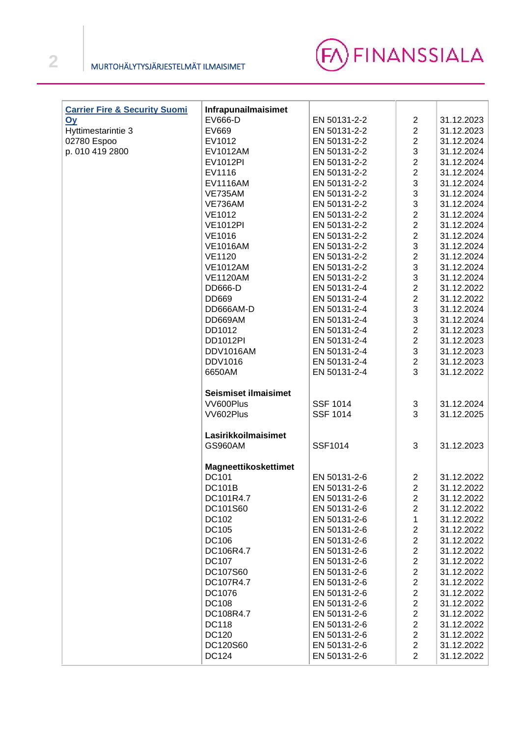| | | | | |
|---|---|---|---|---|
| **Carrier Fire & Security Suomi Oy** | **Infrapunailmaisimet** | | | |
| Hyttimestarintie 3 | EV666-D | EN 50131-2-2 | 2 | 31.12.2023 |
| 02780 Espoo | EV669 | EN 50131-2-2 | 2 | 31.12.2023 |
| p. 010 419 2800 | EV1012 | EN 50131-2-2 | 2 | 31.12.2024 |
| | EV1012AM | EN 50131-2-2 | 3 | 31.12.2024 |
| | EV1012PI | EN 50131-2-2 | 2 | 31.12.2024 |
| | EV1116 | EN 50131-2-2 | 2 | 31.12.2024 |
| | EV1116AM | EN 50131-2-2 | 3 | 31.12.2024 |
| | VE735AM | EN 50131-2-2 | 3 | 31.12.2024 |
| | VE736AM | EN 50131-2-2 | 3 | 31.12.2024 |
| | VE1012 | EN 50131-2-2 | 2 | 31.12.2024 |
| | VE1012PI | EN 50131-2-2 | 2 | 31.12.2024 |
| | VE1016 | EN 50131-2-2 | 2 | 31.12.2024 |
| | VE1016AM | EN 50131-2-2 | 3 | 31.12.2024 |
| | VE1120 | EN 50131-2-2 | 2 | 31.12.2024 |
| | VE1012AM | EN 50131-2-2 | 3 | 31.12.2024 |
| | VE1120AM | EN 50131-2-2 | 3 | 31.12.2024 |
| | DD666-D | EN 50131-2-4 | 2 | 31.12.2022 |
| | DD669 | EN 50131-2-4 | 2 | 31.12.2022 |
| | DD666AM-D | EN 50131-2-4 | 3 | 31.12.2024 |
| | DD669AM | EN 50131-2-4 | 3 | 31.12.2024 |
| | DD1012 | EN 50131-2-4 | 2 | 31.12.2023 |
| | DD1012PI | EN 50131-2-4 | 2 | 31.12.2023 |
| | DDV1016AM | EN 50131-2-4 | 3 | 31.12.2023 |
| | DDV1016 | EN 50131-2-4 | 2 | 31.12.2023 |
| | 6650AM | EN 50131-2-4 | 3 | 31.12.2022 |
| | **Seismiset ilmaisimet** | | | |
| | VV600Plus | SSF 1014 | 3 | 31.12.2024 |
| | VV602Plus | SSF 1014 | 3 | 31.12.2025 |
| | **Lasirikkoilmaisimet** | | | |
| | GS960AM | SSF1014 | 3 | 31.12.2023 |
| | **Magneettikoskettimet** | | | |
| | DC101 | EN 50131-2-6 | 2 | 31.12.2022 |
| | DC101B | EN 50131-2-6 | 2 | 31.12.2022 |
| | DC101R4.7 | EN 50131-2-6 | 2 | 31.12.2022 |
| | DC101S60 | EN 50131-2-6 | 2 | 31.12.2022 |
| | DC102 | EN 50131-2-6 | 1 | 31.12.2022 |
| | DC105 | EN 50131-2-6 | 2 | 31.12.2022 |
| | DC106 | EN 50131-2-6 | 2 | 31.12.2022 |
| | DC106R4.7 | EN 50131-2-6 | 2 | 31.12.2022 |
| | DC107 | EN 50131-2-6 | 2 | 31.12.2022 |
| | DC107S60 | EN 50131-2-6 | 2 | 31.12.2022 |
| | DC107R4.7 | EN 50131-2-6 | 2 | 31.12.2022 |
| | DC1076 | EN 50131-2-6 | 2 | 31.12.2022 |
| | DC108 | EN 50131-2-6 | 2 | 31.12.2022 |
| | DC108R4.7 | EN 50131-2-6 | 2 | 31.12.2022 |
| | DC118 | EN 50131-2-6 | 2 | 31.12.2022 |
| | DC120 | EN 50131-2-6 | 2 | 31.12.2022 |
| | DC120S60 | EN 50131-2-6 | 2 | 31.12.2022 |
| | DC124 | EN 50131-2-6 | 2 | 31.12.2022 |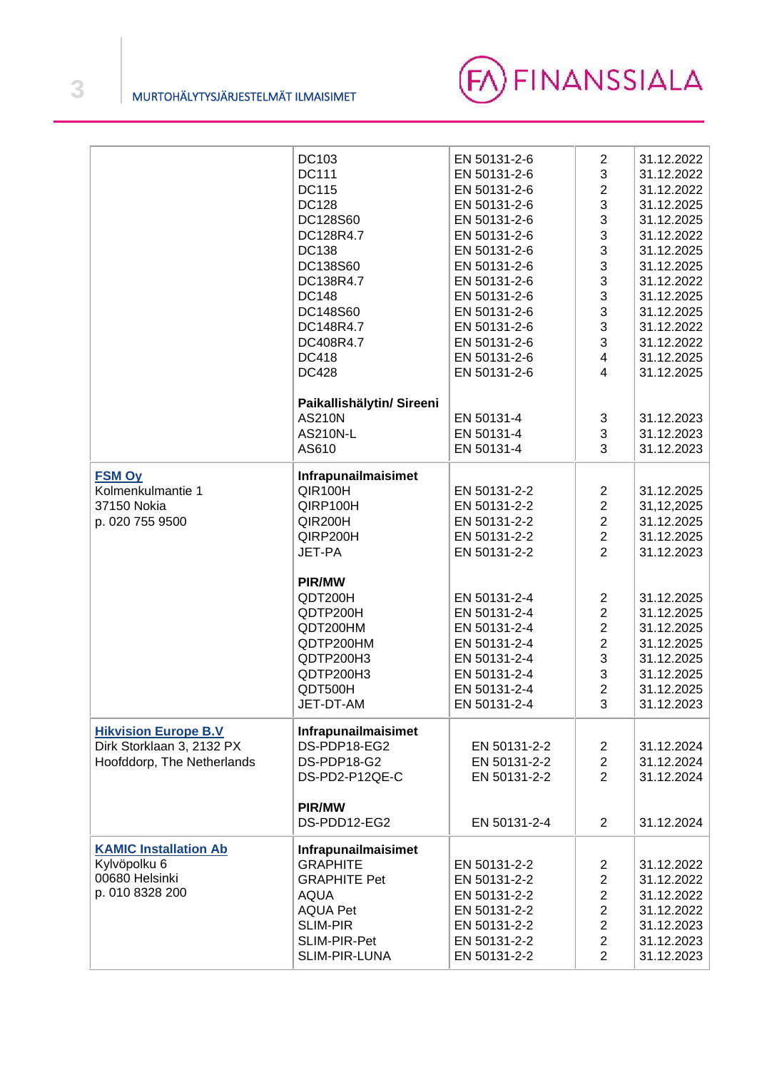| | | | | |
|---|---|---|---|---|
| | DC103 | EN 50131-2-6 | 2 | 31.12.2022 |
| | DC111 | EN 50131-2-6 | 3 | 31.12.2022 |
| | DC115 | EN 50131-2-6 | 2 | 31.12.2022 |
| | DC128 | EN 50131-2-6 | 3 | 31.12.2025 |
| | DC128S60 | EN 50131-2-6 | 3 | 31.12.2025 |
| | DC128R4.7 | EN 50131-2-6 | 3 | 31.12.2022 |
| | DC138 | EN 50131-2-6 | 3 | 31.12.2025 |
| | DC138S60 | EN 50131-2-6 | 3 | 31.12.2025 |
| | DC138R4.7 | EN 50131-2-6 | 3 | 31.12.2022 |
| | DC148 | EN 50131-2-6 | 3 | 31.12.2025 |
| | DC148S60 | EN 50131-2-6 | 3 | 31.12.2025 |
| | DC148R4.7 | EN 50131-2-6 | 3 | 31.12.2022 |
| | DC408R4.7 | EN 50131-2-6 | 3 | 31.12.2022 |
| | DC418 | EN 50131-2-6 | 4 | 31.12.2025 |
| | DC428 | EN 50131-2-6 | 4 | 31.12.2025 |
| | **Paikallishälytin/ Sireeni** | | | |
| | AS210N | EN 50131-4 | 3 | 31.12.2023 |
| | AS210N-L | EN 50131-4 | 3 | 31.12.2023 |
| | AS610 | EN 50131-4 | 3 | 31.12.2023 |
| **FSM Oy** | **Infrapunailmaisimet** | | | |
| Kolmenkulmantie 1 | QIR100H | EN 50131-2-2 | 2 | 31.12.2025 |
| 37150 Nokia | QIRP100H | EN 50131-2-2 | 2 | 31,12,2025 |
| p. 020 755 9500 | QIR200H | EN 50131-2-2 | 2 | 31.12.2025 |
| | QIRP200H | EN 50131-2-2 | 2 | 31.12.2025 |
| | JET-PA | EN 50131-2-2 | 2 | 31.12.2023 |
| | **PIR/MW** | | | |
| | QDT200H | EN 50131-2-4 | 2 | 31.12.2025 |
| | QDTP200H | EN 50131-2-4 | 2 | 31.12.2025 |
| | QDT200HM | EN 50131-2-4 | 2 | 31.12.2025 |
| | QDTP200HM | EN 50131-2-4 | 2 | 31.12.2025 |
| | QDTP200H3 | EN 50131-2-4 | 3 | 31.12.2025 |
| | QDTP200H3 | EN 50131-2-4 | 3 | 31.12.2025 |
| | QDT500H | EN 50131-2-4 | 2 | 31.12.2025 |
| | JET-DT-AM | EN 50131-2-4 | 3 | 31.12.2023 |
| **Hikvision Europe B.V** | **Infrapunailmaisimet** | | | |
| Dirk Storklaan 3, 2132 PX | DS-PDP18-EG2 | EN 50131-2-2 | 2 | 31.12.2024 |
| Hoofddorp, The Netherlands | DS-PDP18-G2 | EN 50131-2-2 | 2 | 31.12.2024 |
| | DS-PD2-P12QE-C | EN 50131-2-2 | 2 | 31.12.2024 |
| | **PIR/MW** | | | |
| | DS-PDD12-EG2 | EN 50131-2-4 | 2 | 31.12.2024 |
| **KAMIC Installation Ab** | **Infrapunailmaisimet** | | | |
| Kylvöpolku 6 | GRAPHITE | EN 50131-2-2 | 2 | 31.12.2022 |
| 00680 Helsinki | GRAPHITE Pet | EN 50131-2-2 | 2 | 31.12.2022 |
| p. 010 8328 200 | AQUA | EN 50131-2-2 | 2 | 31.12.2022 |
| | AQUA Pet | EN 50131-2-2 | 2 | 31.12.2022 |
| | SLIM-PIR | EN 50131-2-2 | 2 | 31.12.2023 |
| | SLIM-PIR-Pet | EN 50131-2-2 | 2 | 31.12.2023 |
| | SLIM-PIR-LUNA | EN 50131-2-2 | 2 | 31.12.2023 |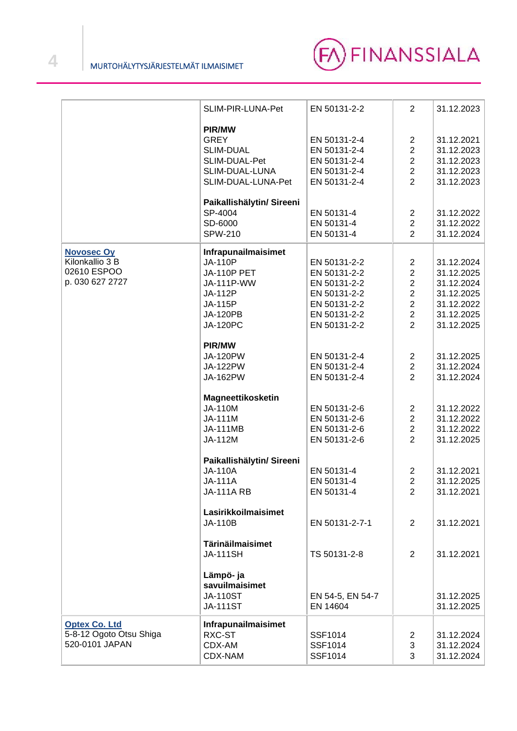| | | | | |
|---|---|---|---|---|
| | SLIM-PIR-LUNA-Pet | EN 50131-2-2 | 2 | 31.12.2023 |
| | **PIR/MW** | | | |
| | GREY | EN 50131-2-4 | 2 | 31.12.2021 |
| | SLIM-DUAL | EN 50131-2-4 | 2 | 31.12.2023 |
| | SLIM-DUAL-Pet | EN 50131-2-4 | 2 | 31.12.2023 |
| | SLIM-DUAL-LUNA | EN 50131-2-4 | 2 | 31.12.2023 |
| | SLIM-DUAL-LUNA-Pet | EN 50131-2-4 | 2 | 31.12.2023 |
| | **Paikallishälytin/ Sireeni** | | | |
| | SP-4004 | EN 50131-4 | 2 | 31.12.2022 |
| | SD-6000 | EN 50131-4 | 2 | 31.12.2022 |
| | SPW-210 | EN 50131-4 | 2 | 31.12.2024 |
| **Novosec Oy**<br>Kilonkallio 3 B<br>02610 ESPOO<br>p. 030 627 2727 | **Infrapunailmaisimet** | | | |
| | JA-110P | EN 50131-2-2 | 2 | 31.12.2024 |
| | JA-110P PET | EN 50131-2-2 | 2 | 31.12.2025 |
| | JA-111P-WW | EN 50131-2-2 | 2 | 31.12.2024 |
| | JA-112P | EN 50131-2-2 | 2 | 31.12.2025 |
| | JA-115P | EN 50131-2-2 | 2 | 31.12.2022 |
| | JA-120PB | EN 50131-2-2 | 2 | 31.12.2025 |
| | JA-120PC | EN 50131-2-2 | 2 | 31.12.2025 |
| | **PIR/MW** | | | |
| | JA-120PW | EN 50131-2-4 | 2 | 31.12.2025 |
| | JA-122PW | EN 50131-2-4 | 2 | 31.12.2024 |
| | JA-162PW | EN 50131-2-4 | 2 | 31.12.2024 |
| | **Magneettikosketin** | | | |
| | JA-110M | EN 50131-2-6 | 2 | 31.12.2022 |
| | JA-111M | EN 50131-2-6 | 2 | 31.12.2022 |
| | JA-111MB | EN 50131-2-6 | 2 | 31.12.2022 |
| | JA-112M | EN 50131-2-6 | 2 | 31.12.2025 |
| | **Paikallishälytin/ Sireeni** | | | |
| | JA-110A | EN 50131-4 | 2 | 31.12.2021 |
| | JA-111A | EN 50131-4 | 2 | 31.12.2025 |
| | JA-111A RB | EN 50131-4 | 2 | 31.12.2021 |
| | **Lasirikkoilmaisimet** | | | |
| | JA-110B | EN 50131-2-7-1 | 2 | 31.12.2021 |
| | **Tärinäilmaisimet** | | | |
| | JA-111SH | TS 50131-2-8 | 2 | 31.12.2021 |
| | **Lämpö- ja savuilmaisimet** | | | |
| | JA-110ST | EN 54-5, EN 54-7 | | 31.12.2025 |
| | JA-111ST | EN 14604 | | 31.12.2025 |
| **Optex Co. Ltd**<br>5-8-12 Ogoto Otsu Shiga<br>520-0101 JAPAN | **Infrapunailmaisimet** | | | |
| | RXC-ST | SSF1014 | 2 | 31.12.2024 |
| | CDX-AM | SSF1014 | 3 | 31.12.2024 |
| | CDX-NAM | SSF1014 | 3 | 31.12.2024 |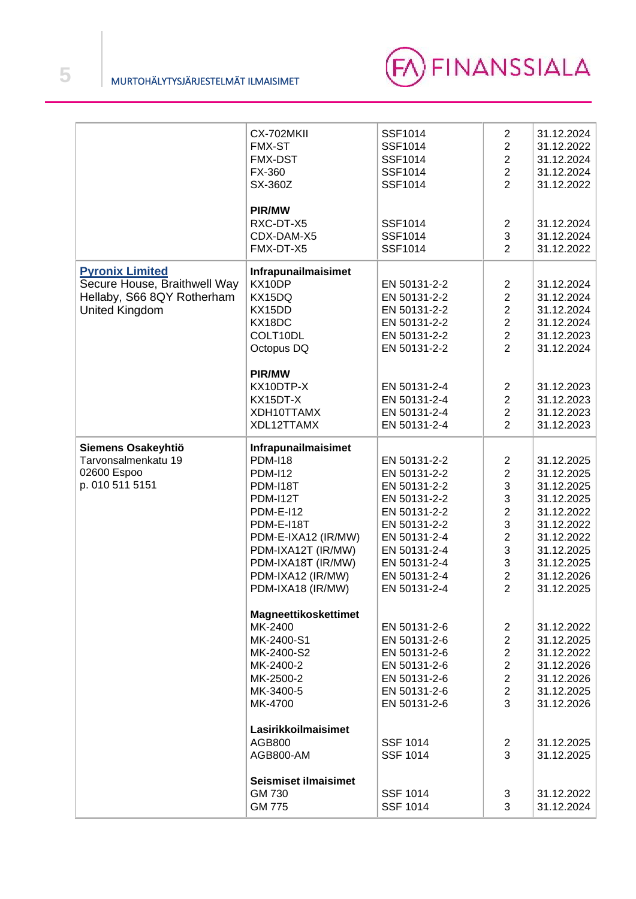| | | | | |
|---|---|---|---|---|
| | CX-702MKII | SSF1014 | 2 | 31.12.2024 |
| | FMX-ST | SSF1014 | 2 | 31.12.2022 |
| | FMX-DST | SSF1014 | 2 | 31.12.2024 |
| | FX-360 | SSF1014 | 2 | 31.12.2024 |
| | SX-360Z | SSF1014 | 2 | 31.12.2022 |
| | **PIR/MW** | | | |
| | RXC-DT-X5 | SSF1014 | 2 | 31.12.2024 |
| | CDX-DAM-X5 | SSF1014 | 3 | 31.12.2024 |
| | FMX-DT-X5 | SSF1014 | 2 | 31.12.2022 |
| **Pyronix Limited** Secure House, Braithwell Way Hellaby, S66 8QY Rotherham United Kingdom | **Infrapunailmaisimet** | | | |
| | KX10DP | EN 50131-2-2 | 2 | 31.12.2024 |
| | KX15DQ | EN 50131-2-2 | 2 | 31.12.2024 |
| | KX15DD | EN 50131-2-2 | 2 | 31.12.2024 |
| | KX18DC | EN 50131-2-2 | 2 | 31.12.2024 |
| | COLT10DL | EN 50131-2-2 | 2 | 31.12.2023 |
| | Octopus DQ | EN 50131-2-2 | 2 | 31.12.2024 |
| | **PIR/MW** | | | |
| | KX10DTP-X | EN 50131-2-4 | 2 | 31.12.2023 |
| | KX15DT-X | EN 50131-2-4 | 2 | 31.12.2023 |
| | XDH10TTAMX | EN 50131-2-4 | 2 | 31.12.2023 |
| | XDL12TTAMX | EN 50131-2-4 | 2 | 31.12.2023 |
| **Siemens Osakeyhtiö** Tarvonsalmenkatu 19 02600 Espoo p. 010 511 5151 | **Infrapunailmaisimet** | | | |
| | PDM-I18 | EN 50131-2-2 | 2 | 31.12.2025 |
| | PDM-I12 | EN 50131-2-2 | 2 | 31.12.2025 |
| | PDM-I18T | EN 50131-2-2 | 3 | 31.12.2025 |
| | PDM-I12T | EN 50131-2-2 | 3 | 31.12.2025 |
| | PDM-E-I12 | EN 50131-2-2 | 2 | 31.12.2022 |
| | PDM-E-I18T | EN 50131-2-2 | 3 | 31.12.2022 |
| | PDM-E-IXA12 (IR/MW) | EN 50131-2-4 | 2 | 31.12.2022 |
| | PDM-IXA12T (IR/MW) | EN 50131-2-4 | 3 | 31.12.2025 |
| | PDM-IXA18T (IR/MW) | EN 50131-2-4 | 3 | 31.12.2025 |
| | PDM-IXA12 (IR/MW) | EN 50131-2-4 | 2 | 31.12.2026 |
| | PDM-IXA18 (IR/MW) | EN 50131-2-4 | 2 | 31.12.2025 |
| | **Magneettikoskettimet** | | | |
| | MK-2400 | EN 50131-2-6 | 2 | 31.12.2022 |
| | MK-2400-S1 | EN 50131-2-6 | 2 | 31.12.2025 |
| | MK-2400-S2 | EN 50131-2-6 | 2 | 31.12.2022 |
| | MK-2400-2 | EN 50131-2-6 | 2 | 31.12.2026 |
| | MK-2500-2 | EN 50131-2-6 | 2 | 31.12.2026 |
| | MK-3400-5 | EN 50131-2-6 | 2 | 31.12.2025 |
| | MK-4700 | EN 50131-2-6 | 3 | 31.12.2026 |
| | **Lasirikkoilmaisimet** | | | |
| | AGB800 | SSF 1014 | 2 | 31.12.2025 |
| | AGB800-AM | SSF 1014 | 3 | 31.12.2025 |
| | **Seismiset ilmaisimet** | | | |
| | GM 730 | SSF 1014 | 3 | 31.12.2022 |
| | GM 775 | SSF 1014 | 3 | 31.12.2024 |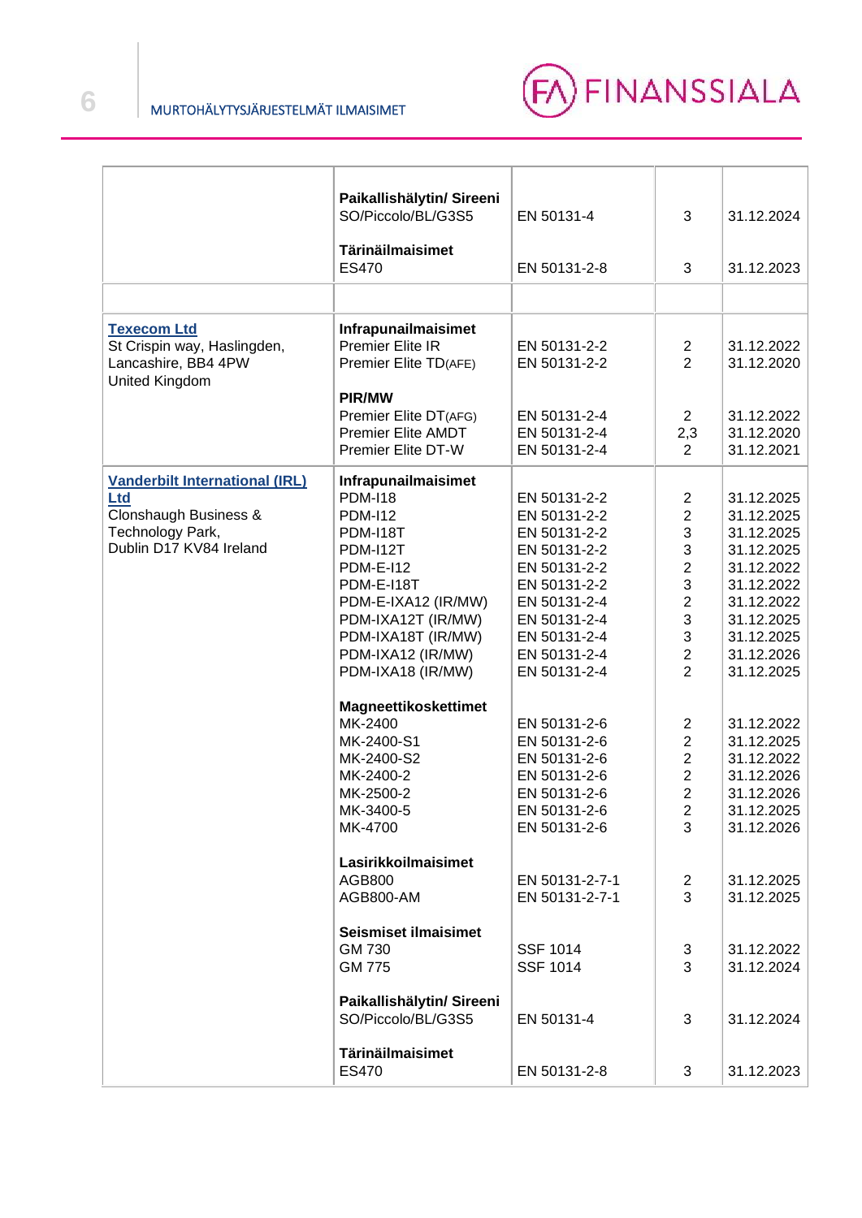| | | | | |
|---|---|---|---|---|
| | **Paikallishälytin/ Sireeni**<br>SO/Piccolo/BL/G3S5<br><br>**Tärinäilmaisimet**<br>ES470 | <br>EN 50131-4<br><br><br>EN 50131-2-8 | <br>3<br><br><br>3 | <br>31.12.2024<br><br><br>31.12.2023 |
| | | | | |
| **Texecom Ltd**<br>St Crispin way, Haslingden, Lancashire, BB4 4PW<br>United Kingdom | **Infrapunailmaisimet**<br>Premier Elite IR<br>Premier Elite TD(AFE)<br><br>**PIR/MW**<br>Premier Elite DT(AFG)<br>Premier Elite AMDT<br>Premier Elite DT-W | <br>EN 50131-2-2<br>EN 50131-2-2<br><br><br>EN 50131-2-4<br>EN 50131-2-4<br>EN 50131-2-4 | <br>2<br>2<br><br><br>2<br>2,3<br>2 | <br>31.12.2022<br>31.12.2020<br><br><br>31.12.2022<br>31.12.2020<br>31.12.2021 |
| **Vanderbilt International (IRL) Ltd**<br>Clonshaugh Business & Technology Park,<br>Dublin D17 KV84 Ireland | **Infrapunailmaisimet**<br>PDM-I18<br>PDM-I12<br>PDM-I18T<br>PDM-I12T<br>PDM-E-I12<br>PDM-E-I18T<br>PDM-E-IXA12 (IR/MW)<br>PDM-IXA12T (IR/MW)<br>PDM-IXA18T (IR/MW)<br>PDM-IXA12 (IR/MW)<br>PDM-IXA18 (IR/MW)<br><br>**Magneettikoskettimet**<br>MK-2400<br>MK-2400-S1<br>MK-2400-S2<br>MK-2400-2<br>MK-2500-2<br>MK-3400-5<br>MK-4700<br><br>**Lasirikkoilmaisimet**<br>AGB800<br>AGB800-AM<br><br>**Seismiset ilmaisimet**<br>GM 730<br>GM 775<br><br>**Paikallishälytin/ Sireeni**<br>SO/Piccolo/BL/G3S5<br><br>**Tärinäilmaisimet**<br>ES470 | <br>EN 50131-2-2<br>EN 50131-2-2<br>EN 50131-2-2<br>EN 50131-2-2<br>EN 50131-2-2<br>EN 50131-2-2<br>EN 50131-2-4<br>EN 50131-2-4<br>EN 50131-2-4<br>EN 50131-2-4<br>EN 50131-2-4<br><br><br>EN 50131-2-6<br>EN 50131-2-6<br>EN 50131-2-6<br>EN 50131-2-6<br>EN 50131-2-6<br>EN 50131-2-6<br>EN 50131-2-6<br><br><br>EN 50131-2-7-1<br>EN 50131-2-7-1<br><br><br>SSF 1014<br>SSF 1014<br><br><br>EN 50131-4<br><br><br>EN 50131-2-8 | <br>2<br>2<br>3<br>3<br>2<br>3<br>2<br>3<br>3<br>2<br>2<br><br><br>2<br>2<br>2<br>2<br>2<br>2<br>3<br><br><br>2<br>3<br><br><br>3<br>3<br><br><br>3<br><br><br>3 | <br>31.12.2025<br>31.12.2025<br>31.12.2025<br>31.12.2025<br>31.12.2022<br>31.12.2022<br>31.12.2022<br>31.12.2025<br>31.12.2025<br>31.12.2026<br>31.12.2025<br><br><br>31.12.2022<br>31.12.2025<br>31.12.2022<br>31.12.2026<br>31.12.2026<br>31.12.2025<br>31.12.2026<br><br><br>31.12.2025<br>31.12.2025<br><br><br>31.12.2022<br>31.12.2024<br><br><br>31.12.2024<br><br><br>31.12.2023 |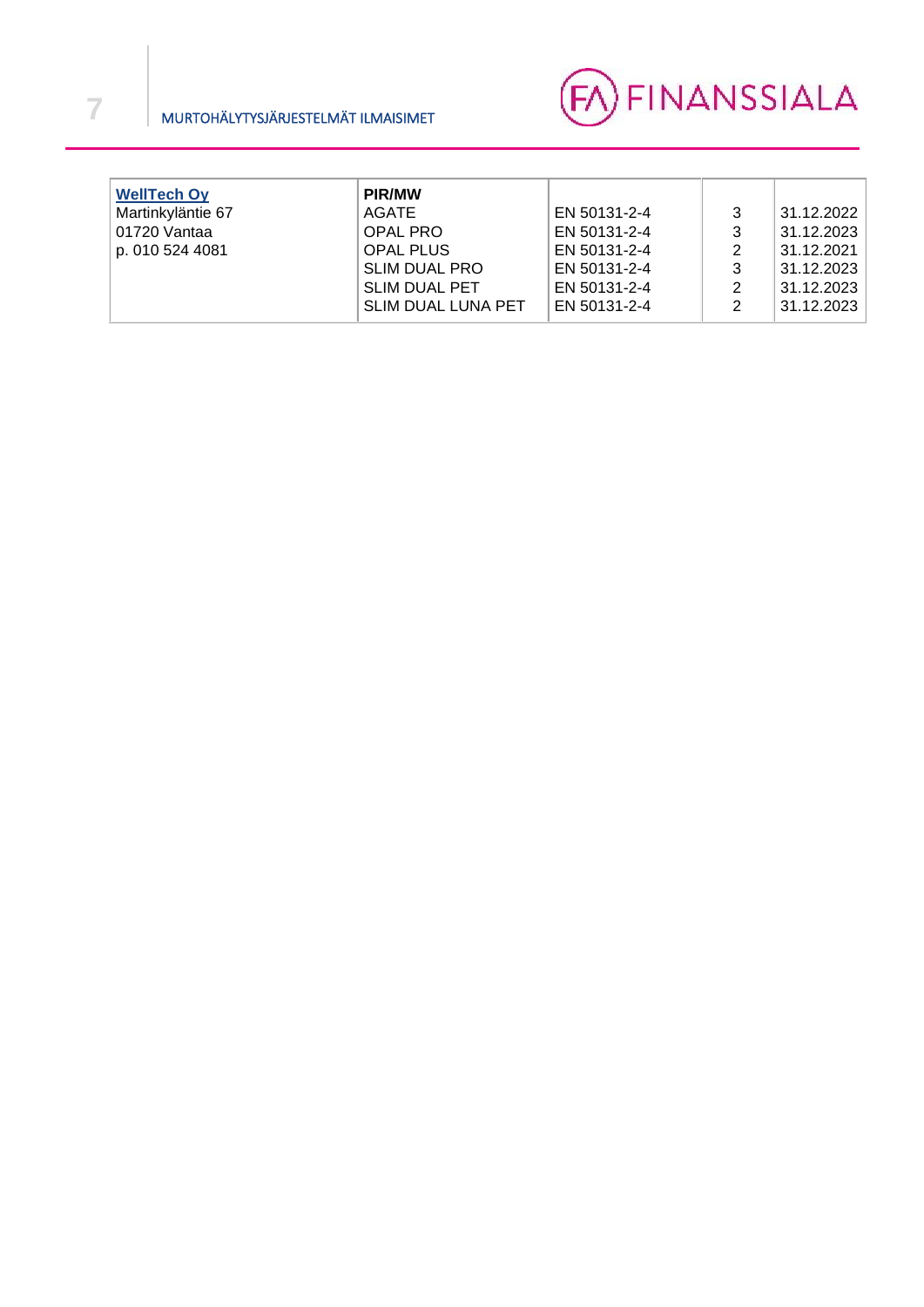| WellTech Oy<br>Martinkyläntie 67<br>01720 Vantaa<br>p. 010 524 4081 | **PIR/MW** | | | |
|---|---|---|---|---|
| | AGATE | EN 50131-2-4 | 3 | 31.12.2022 |
| | OPAL PRO | EN 50131-2-4 | 3 | 31.12.2023 |
| | OPAL PLUS | EN 50131-2-4 | 2 | 31.12.2021 |
| | SLIM DUAL PRO | EN 50131-2-4 | 3 | 31.12.2023 |
| | SLIM DUAL PET | EN 50131-2-4 | 2 | 31.12.2023 |
| | SLIM DUAL LUNA PET | EN 50131-2-4 | 2 | 31.12.2023 |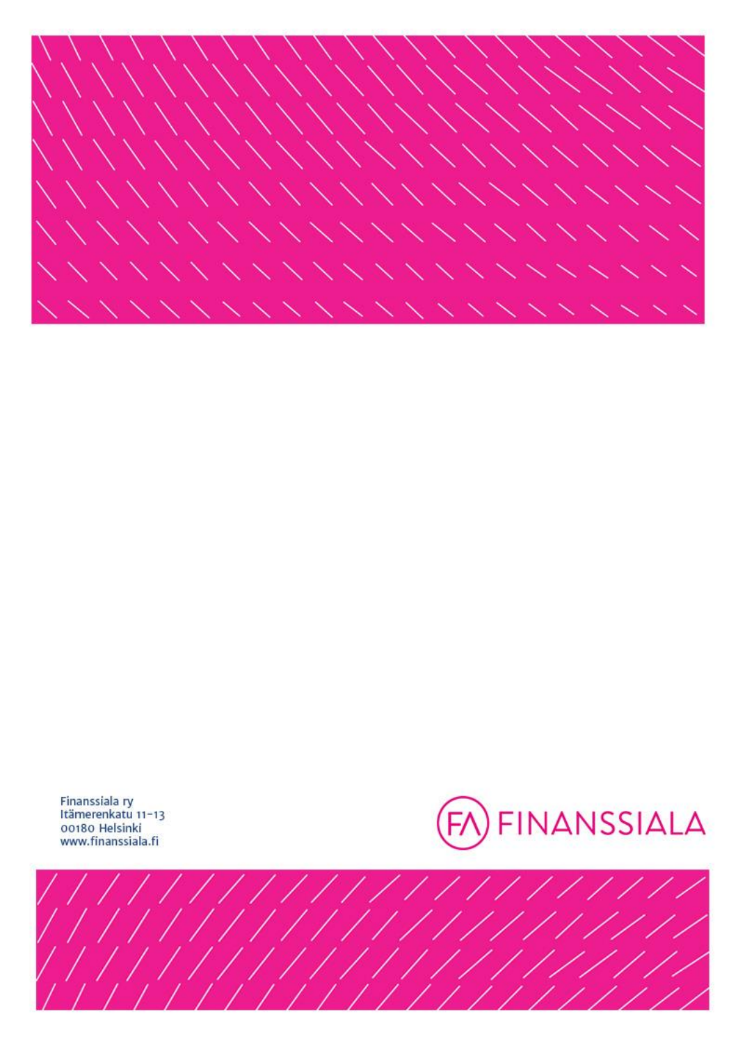Finanssiala ry
Itämerenkatu 11–13
00180 Helsinki
www.finanssiala.fi

FINANSSIALA